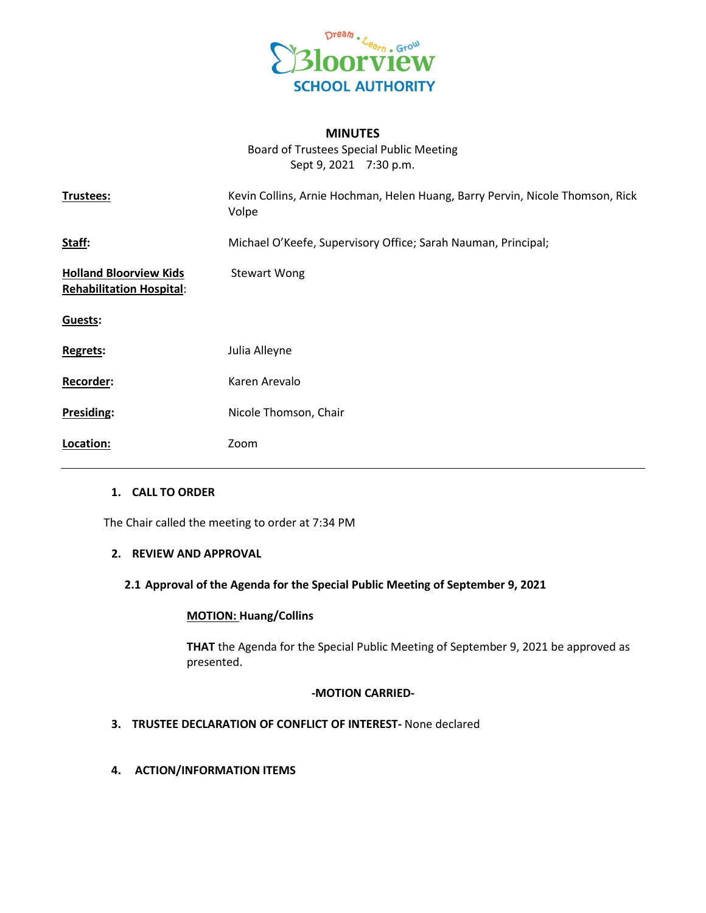Dream • Learn • Grow
Bloorview
SCHOOL AUTHORITY

# MINUTES

Board of Trustees Special Public Meeting
Sept 9, 2021 7:30 p.m.

| | |
|---|---|
| **Trustees:** | Kevin Collins, Arnie Hochman, Helen Huang, Barry Pervin, Nicole Thomson, Rick Volpe |
| **Staff:** | Michael O'Keefe, Supervisory Office; Sarah Nauman, Principal; |
| **Holland Bloorview Kids Rehabilitation Hospital:** | Stewart Wong |
| **Guests:** | |
| **Regrets:** | Julia Alleyne |
| **Recorder:** | Karen Arevalo |
| **Presiding:** | Nicole Thomson, Chair |
| **Location:** | Zoom |

---

## 1. CALL TO ORDER

The Chair called the meeting to order at 7:34 PM

## 2. REVIEW AND APPROVAL

### 2.1 Approval of the Agenda for the Special Public Meeting of September 9, 2021

**MOTION: Huang/Collins**

**THAT** the Agenda for the Special Public Meeting of September 9, 2021 be approved as presented.

**-MOTION CARRIED-**

## 3. TRUSTEE DECLARATION OF CONFLICT OF INTEREST- None declared

## 4. ACTION/INFORMATION ITEMS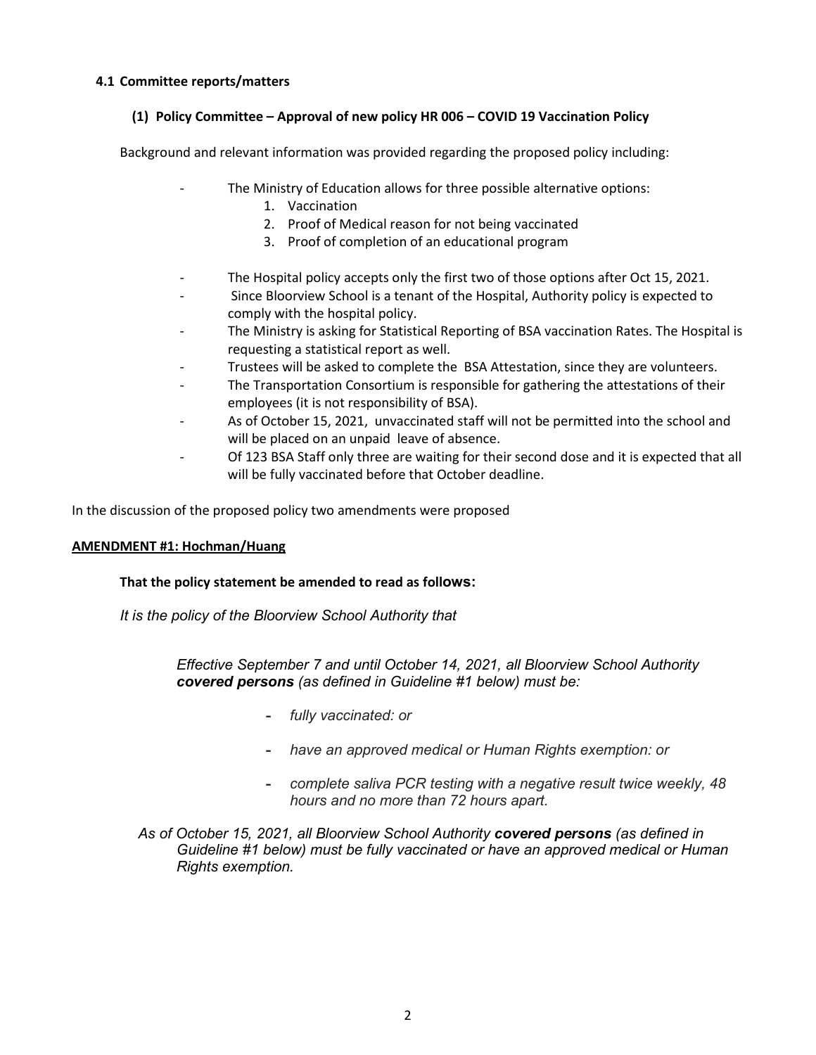### 4.1 Committee reports/matters

#### (1) Policy Committee – Approval of new policy HR 006 – COVID 19 Vaccination Policy

Background and relevant information was provided regarding the proposed policy including:

- The Ministry of Education allows for three possible alternative options:
    1. Vaccination
    2. Proof of Medical reason for not being vaccinated
    3. Proof of completion of an educational program
- The Hospital policy accepts only the first two of those options after Oct 15, 2021.
- Since Bloorview School is a tenant of the Hospital, Authority policy is expected to comply with the hospital policy.
- The Ministry is asking for Statistical Reporting of BSA vaccination Rates. The Hospital is requesting a statistical report as well.
- Trustees will be asked to complete the BSA Attestation, since they are volunteers.
- The Transportation Consortium is responsible for gathering the attestations of their employees (it is not responsibility of BSA).
- As of October 15, 2021, unvaccinated staff will not be permitted into the school and will be placed on an unpaid leave of absence.
- Of 123 BSA Staff only three are waiting for their second dose and it is expected that all will be fully vaccinated before that October deadline.

In the discussion of the proposed policy two amendments were proposed

**<u>AMENDMENT #1: Hochman/Huang</u>**

**That the policy statement be amended to read as follows:**

*It is the policy of the Bloorview School Authority that*

> *Effective September 7 and until October 14, 2021, all Bloorview School Authority **covered persons** (as defined in Guideline #1 below) must be:*
>
> - *fully vaccinated: or*
> - *have an approved medical or Human Rights exemption: or*
> - *complete saliva PCR testing with a negative result twice weekly, 48 hours and no more than 72 hours apart.*

*As of October 15, 2021, all Bloorview School Authority **covered persons** (as defined in Guideline #1 below) must be fully vaccinated or have an approved medical or Human Rights exemption.*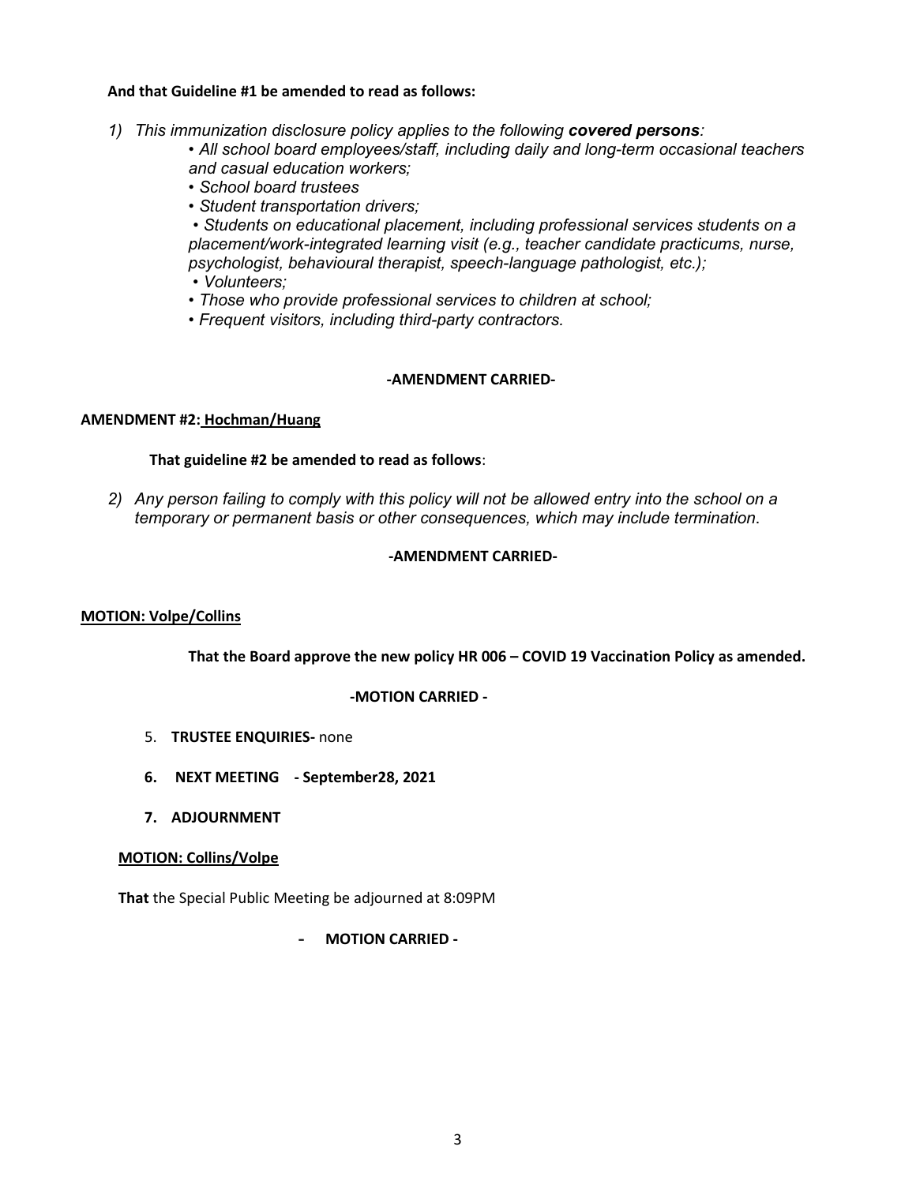**And that Guideline #1 be amended to read as follows:**

1) *This immunization disclosure policy applies to the following **covered persons**:*
   - *All school board employees/staff, including daily and long-term occasional teachers and casual education workers;*
   - *School board trustees*
   - *Student transportation drivers;*
   - *Students on educational placement, including professional services students on a placement/work-integrated learning visit (e.g., teacher candidate practicums, nurse, psychologist, behavioural therapist, speech-language pathologist, etc.);*
   - *Volunteers;*
   - *Those who provide professional services to children at school;*
   - *Frequent visitors, including third-party contractors.*

**-AMENDMENT CARRIED-**

**AMENDMENT #2: Hochman/Huang**

**That guideline #2 be amended to read as follows**:

2) *Any person failing to comply with this policy will not be allowed entry into the school on a temporary or permanent basis or other consequences, which may include termination*.

**-AMENDMENT CARRIED-**

**MOTION: Volpe/Collins**

**That the Board approve the new policy HR 006 – COVID 19 Vaccination Policy as amended.**

**-MOTION CARRIED -**

5. **TRUSTEE ENQUIRIES-** none

6. **NEXT MEETING - September28, 2021**

7. **ADJOURNMENT**

**MOTION: Collins/Volpe**

**That** the Special Public Meeting be adjourned at 8:09PM

**- MOTION CARRIED -**